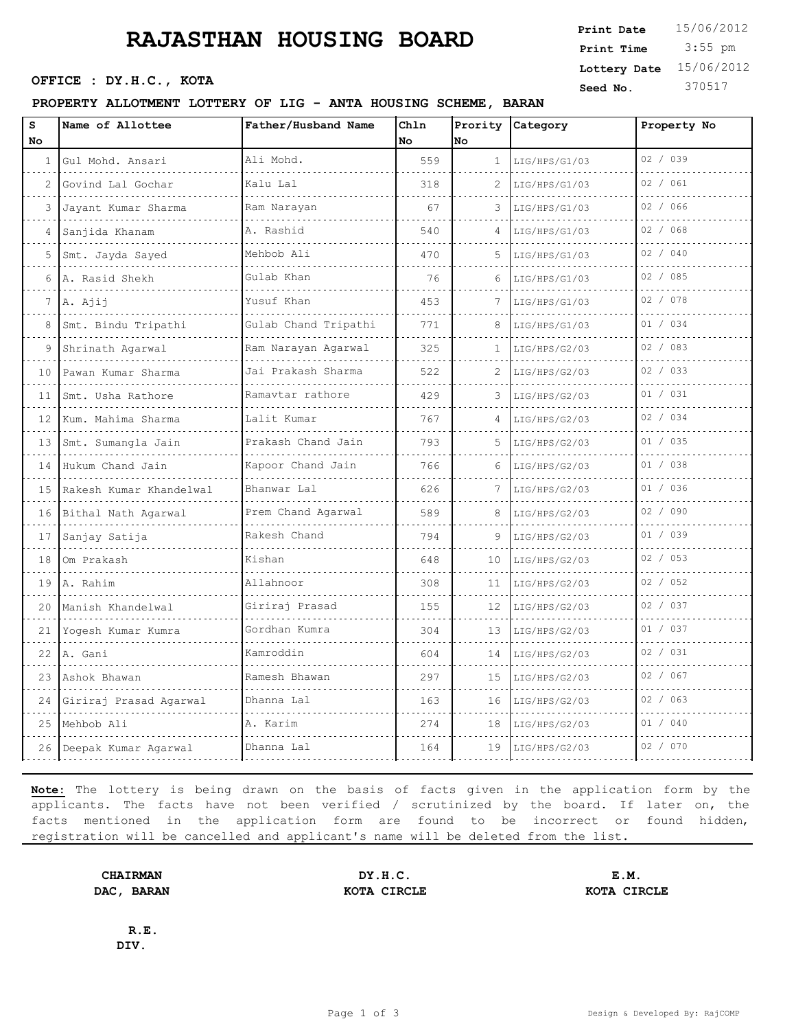# RAJASTHAN HOUSING BOARD

**OFFICE : DY.H.C., KOTA**

| | |
|---|---|
| **Print Date** | 15/06/2012 |
| **Print Time** | 3:55 pm |
| **Lottery Date** | 15/06/2012 |
| **Seed No.** | 370517 |

**PROPERTY ALLOTMENT LOTTERY OF LIG - ANTA HOUSING SCHEME, BARAN**

| S No | Name of Allottee | Father/Husband Name | Chln No | Prority No | Category | Property No |
|---|---|---|---|---|---|---|
| 1 | Gul Mohd. Ansari | Ali Mohd. | 559 | 1 | LIG/HPS/G1/03 | 02 / 039 |
| 2 | Govind Lal Gochar | Kalu Lal | 318 | 2 | LIG/HPS/G1/03 | 02 / 061 |
| 3 | Jayant Kumar Sharma | Ram Narayan | 67 | 3 | LIG/HPS/G1/03 | 02 / 066 |
| 4 | Sanjida Khanam | A. Rashid | 540 | 4 | LIG/HPS/G1/03 | 02 / 068 |
| 5 | Smt. Jayda Sayed | Mehbob Ali | 470 | 5 | LIG/HPS/G1/03 | 02 / 040 |
| 6 | A. Rasid Shekh | Gulab Khan | 76 | 6 | LIG/HPS/G1/03 | 02 / 085 |
| 7 | A. Ajij | Yusuf Khan | 453 | 7 | LIG/HPS/G1/03 | 02 / 078 |
| 8 | Smt. Bindu Tripathi | Gulab Chand Tripathi | 771 | 8 | LIG/HPS/G1/03 | 01 / 034 |
| 9 | Shrinath Agarwal | Ram Narayan Agarwal | 325 | 1 | LIG/HPS/G2/03 | 02 / 083 |
| 10 | Pawan Kumar Sharma | Jai Prakash Sharma | 522 | 2 | LIG/HPS/G2/03 | 02 / 033 |
| 11 | Smt. Usha Rathore | Ramavtar rathore | 429 | 3 | LIG/HPS/G2/03 | 01 / 031 |
| 12 | Kum. Mahima Sharma | Lalit Kumar | 767 | 4 | LIG/HPS/G2/03 | 02 / 034 |
| 13 | Smt. Sumangla Jain | Prakash Chand Jain | 793 | 5 | LIG/HPS/G2/03 | 01 / 035 |
| 14 | Hukum Chand Jain | Kapoor Chand Jain | 766 | 6 | LIG/HPS/G2/03 | 01 / 038 |
| 15 | Rakesh Kumar Khandelwal | Bhanwar Lal | 626 | 7 | LIG/HPS/G2/03 | 01 / 036 |
| 16 | Bithal Nath Agarwal | Prem Chand Agarwal | 589 | 8 | LIG/HPS/G2/03 | 02 / 090 |
| 17 | Sanjay Satija | Rakesh Chand | 794 | 9 | LIG/HPS/G2/03 | 01 / 039 |
| 18 | Om Prakash | Kishan | 648 | 10 | LIG/HPS/G2/03 | 02 / 053 |
| 19 | A. Rahim | Allahnoor | 308 | 11 | LIG/HPS/G2/03 | 02 / 052 |
| 20 | Manish Khandelwal | Giriraj Prasad | 155 | 12 | LIG/HPS/G2/03 | 02 / 037 |
| 21 | Yogesh Kumar Kumra | Gordhan Kumra | 304 | 13 | LIG/HPS/G2/03 | 01 / 037 |
| 22 | A. Gani | Kamroddin | 604 | 14 | LIG/HPS/G2/03 | 02 / 031 |
| 23 | Ashok Bhawan | Ramesh Bhawan | 297 | 15 | LIG/HPS/G2/03 | 02 / 067 |
| 24 | Giriraj Prasad Agarwal | Dhanna Lal | 163 | 16 | LIG/HPS/G2/03 | 02 / 063 |
| 25 | Mehbob Ali | A. Karim | 274 | 18 | LIG/HPS/G2/03 | 01 / 040 |
| 26 | Deepak Kumar Agarwal | Dhanna Lal | 164 | 19 | LIG/HPS/G2/03 | 02 / 070 |

**Note:** The lottery is being drawn on the basis of facts given in the application form by the applicants. The facts have not been verified / scrutinized by the board. If later on, the facts mentioned in the application form are found to be incorrect or found hidden, registration will be cancelled and applicant's name will be deleted from the list.

**CHAIRMAN**
**DAC, BARAN**

**DY.H.C.**
**KOTA CIRCLE**

**E.M.**
**KOTA CIRCLE**

**R.E.**
**DIV.**

Design & Developed By: RajCOMP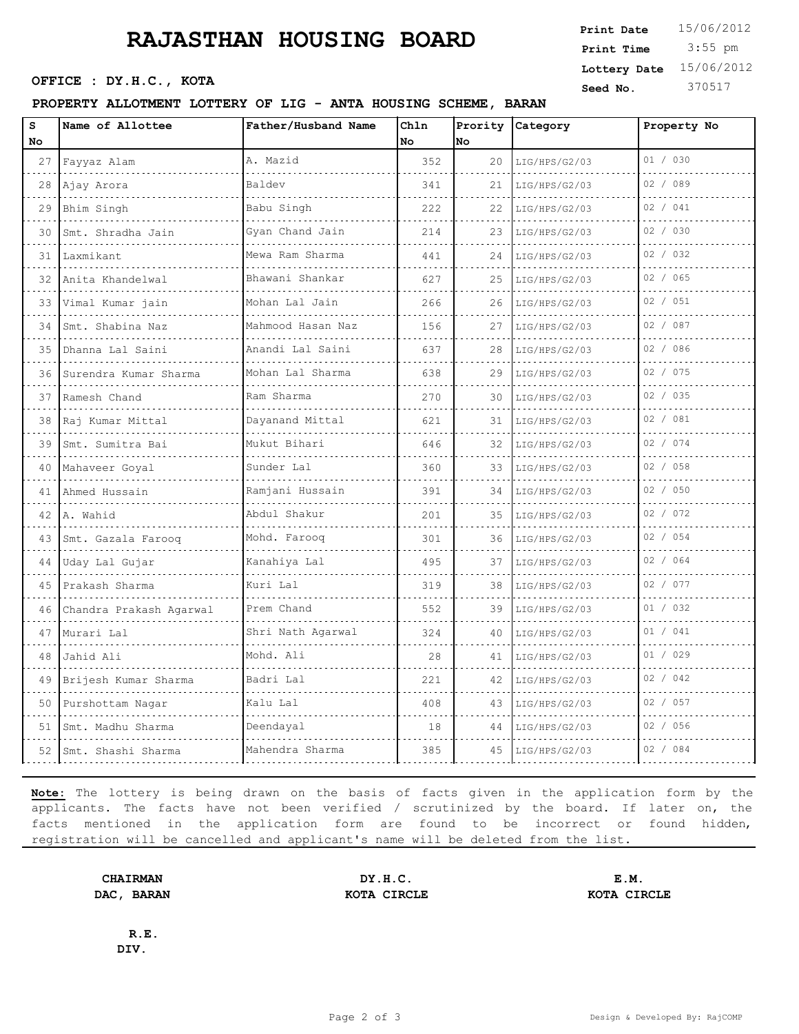# RAJASTHAN HOUSING BOARD

**Print Date** 15/06/2012
**Print Time** 3:55 pm
**Lottery Date** 15/06/2012
**Seed No.** 370517

**OFFICE : DY.H.C., KOTA**

**PROPERTY ALLOTMENT LOTTERY OF LIG - ANTA HOUSING SCHEME, BARAN**

| S No | Name of Allottee | Father/Husband Name | Chln No | Prority No | Category | Property No |
|---|---|---|---|---|---|---|
| 27 | Fayyaz Alam | A. Mazid | 352 | 20 | LIG/HPS/G2/03 | 01 / 030 |
| 28 | Ajay Arora | Baldev | 341 | 21 | LIG/HPS/G2/03 | 02 / 089 |
| 29 | Bhim Singh | Babu Singh | 222 | 22 | LIG/HPS/G2/03 | 02 / 041 |
| 30 | Smt. Shradha Jain | Gyan Chand Jain | 214 | 23 | LIG/HPS/G2/03 | 02 / 030 |
| 31 | Laxmikant | Mewa Ram Sharma | 441 | 24 | LIG/HPS/G2/03 | 02 / 032 |
| 32 | Anita Khandelwal | Bhawani Shankar | 627 | 25 | LIG/HPS/G2/03 | 02 / 065 |
| 33 | Vimal Kumar jain | Mohan Lal Jain | 266 | 26 | LIG/HPS/G2/03 | 02 / 051 |
| 34 | Smt. Shabina Naz | Mahmood Hasan Naz | 156 | 27 | LIG/HPS/G2/03 | 02 / 087 |
| 35 | Dhanna Lal Saini | Anandi Lal Saini | 637 | 28 | LIG/HPS/G2/03 | 02 / 086 |
| 36 | Surendra Kumar Sharma | Mohan Lal Sharma | 638 | 29 | LIG/HPS/G2/03 | 02 / 075 |
| 37 | Ramesh Chand | Ram Sharma | 270 | 30 | LIG/HPS/G2/03 | 02 / 035 |
| 38 | Raj Kumar Mittal | Dayanand Mittal | 621 | 31 | LIG/HPS/G2/03 | 02 / 081 |
| 39 | Smt. Sumitra Bai | Mukut Bihari | 646 | 32 | LIG/HPS/G2/03 | 02 / 074 |
| 40 | Mahaveer Goyal | Sunder Lal | 360 | 33 | LIG/HPS/G2/03 | 02 / 058 |
| 41 | Ahmed Hussain | Ramjani Hussain | 391 | 34 | LIG/HPS/G2/03 | 02 / 050 |
| 42 | A. Wahid | Abdul Shakur | 201 | 35 | LIG/HPS/G2/03 | 02 / 072 |
| 43 | Smt. Gazala Farooq | Mohd. Farooq | 301 | 36 | LIG/HPS/G2/03 | 02 / 054 |
| 44 | Uday Lal Gujar | Kanahiya Lal | 495 | 37 | LIG/HPS/G2/03 | 02 / 064 |
| 45 | Prakash Sharma | Kuri Lal | 319 | 38 | LIG/HPS/G2/03 | 02 / 077 |
| 46 | Chandra Prakash Agarwal | Prem Chand | 552 | 39 | LIG/HPS/G2/03 | 01 / 032 |
| 47 | Murari Lal | Shri Nath Agarwal | 324 | 40 | LIG/HPS/G2/03 | 01 / 041 |
| 48 | Jahid Ali | Mohd. Ali | 28 | 41 | LIG/HPS/G2/03 | 01 / 029 |
| 49 | Brijesh Kumar Sharma | Badri Lal | 221 | 42 | LIG/HPS/G2/03 | 02 / 042 |
| 50 | Purshottam Nagar | Kalu Lal | 408 | 43 | LIG/HPS/G2/03 | 02 / 057 |
| 51 | Smt. Madhu Sharma | Deendayal | 18 | 44 | LIG/HPS/G2/03 | 02 / 056 |
| 52 | Smt. Shashi Sharma | Mahendra Sharma | 385 | 45 | LIG/HPS/G2/03 | 02 / 084 |

**Note:** The lottery is being drawn on the basis of facts given in the application form by the applicants. The facts have not been verified / scrutinized by the board. If later on, the facts mentioned in the application form are found to be incorrect or found hidden, registration will be cancelled and applicant's name will be deleted from the list.

**CHAIRMAN**
**DAC, BARAN**

**DY.H.C.**
**KOTA CIRCLE**

**E.M.**
**KOTA CIRCLE**

**R.E.**
**DIV.**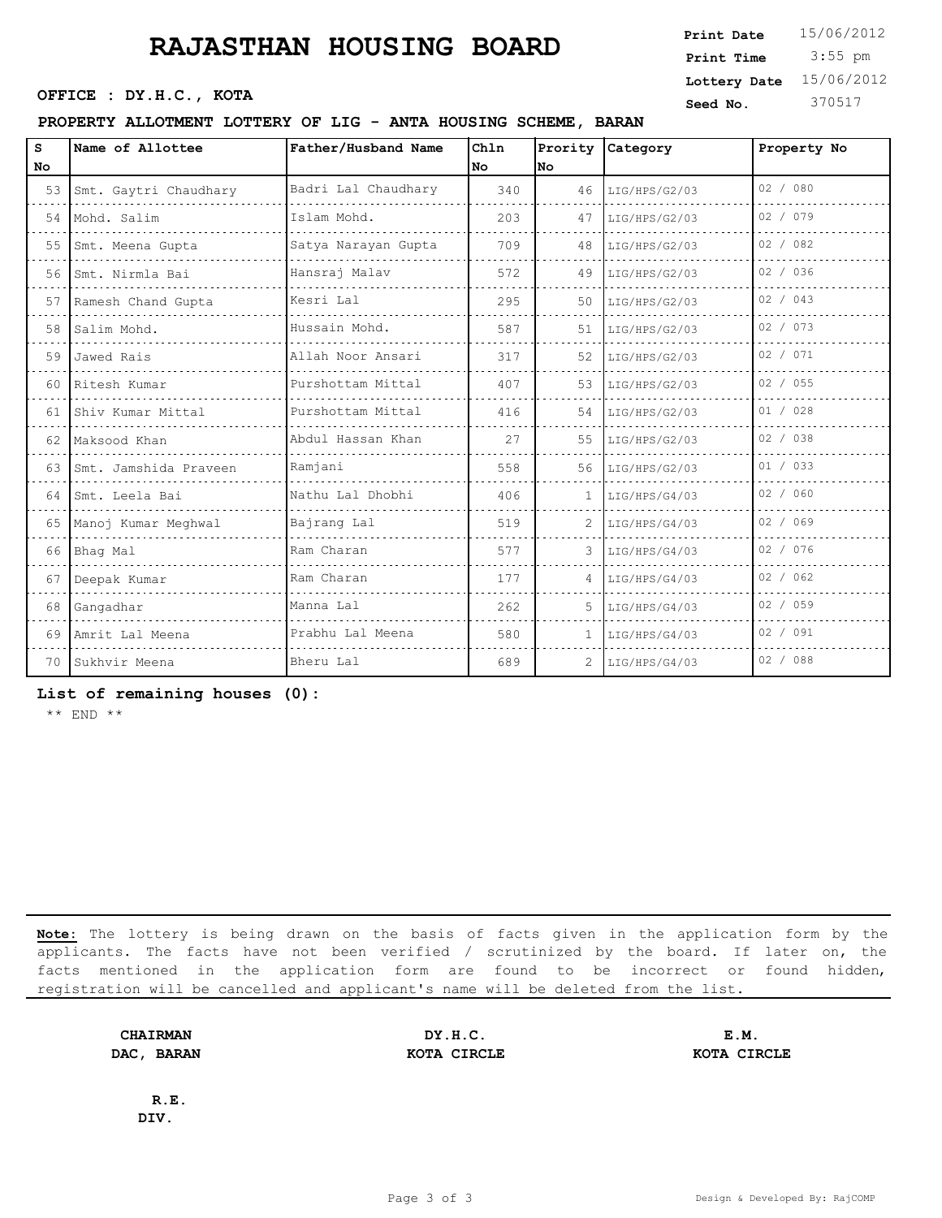# RAJASTHAN HOUSING BOARD

| | |
|---|---|
| **Print Date** | 15/06/2012 |
| **Print Time** | 3:55 pm |
| **Lottery Date** | 15/06/2012 |
| **Seed No.** | 370517 |

**OFFICE : DY.H.C., KOTA**

**PROPERTY ALLOTMENT LOTTERY OF LIG - ANTA HOUSING SCHEME, BARAN**

| S No | Name of Allottee | Father/Husband Name | Chln No | Prority No | Category | Property No |
|---|---|---|---|---|---|---|
| 53 | Smt. Gaytri Chaudhary | Badri Lal Chaudhary | 340 | 46 | LIG/HPS/G2/03 | 02 / 080 |
| 54 | Mohd. Salim | Islam Mohd. | 203 | 47 | LIG/HPS/G2/03 | 02 / 079 |
| 55 | Smt. Meena Gupta | Satya Narayan Gupta | 709 | 48 | LIG/HPS/G2/03 | 02 / 082 |
| 56 | Smt. Nirmla Bai | Hansraj Malav | 572 | 49 | LIG/HPS/G2/03 | 02 / 036 |
| 57 | Ramesh Chand Gupta | Kesri Lal | 295 | 50 | LIG/HPS/G2/03 | 02 / 043 |
| 58 | Salim Mohd. | Hussain Mohd. | 587 | 51 | LIG/HPS/G2/03 | 02 / 073 |
| 59 | Jawed Rais | Allah Noor Ansari | 317 | 52 | LIG/HPS/G2/03 | 02 / 071 |
| 60 | Ritesh Kumar | Purshottam Mittal | 407 | 53 | LIG/HPS/G2/03 | 02 / 055 |
| 61 | Shiv Kumar Mittal | Purshottam Mittal | 416 | 54 | LIG/HPS/G2/03 | 01 / 028 |
| 62 | Maksood Khan | Abdul Hassan Khan | 27 | 55 | LIG/HPS/G2/03 | 02 / 038 |
| 63 | Smt. Jamshida Praveen | Ramjani | 558 | 56 | LIG/HPS/G2/03 | 01 / 033 |
| 64 | Smt. Leela Bai | Nathu Lal Dhobhi | 406 | 1 | LIG/HPS/G4/03 | 02 / 060 |
| 65 | Manoj Kumar Meghwal | Bajrang Lal | 519 | 2 | LIG/HPS/G4/03 | 02 / 069 |
| 66 | Bhag Mal | Ram Charan | 577 | 3 | LIG/HPS/G4/03 | 02 / 076 |
| 67 | Deepak Kumar | Ram Charan | 177 | 4 | LIG/HPS/G4/03 | 02 / 062 |
| 68 | Gangadhar | Manna Lal | 262 | 5 | LIG/HPS/G4/03 | 02 / 059 |
| 69 | Amrit Lal Meena | Prabhu Lal Meena | 580 | 1 | LIG/HPS/G4/03 | 02 / 091 |
| 70 | Sukhvir Meena | Bheru Lal | 689 | 2 | LIG/HPS/G4/03 | 02 / 088 |

**List of remaining houses (0):**

** END **

**Note:** The lottery is being drawn on the basis of facts given in the application form by the applicants. The facts have not been verified / scrutinized by the board. If later on, the facts mentioned in the application form are found to be incorrect or found hidden, registration will be cancelled and applicant's name will be deleted from the list.

**CHAIRMAN**
**DAC, BARAN**

**DY.H.C.**
**KOTA CIRCLE**

**E.M.**
**KOTA CIRCLE**

**R.E.**
**DIV.**

Design & Developed By: RajCOMP